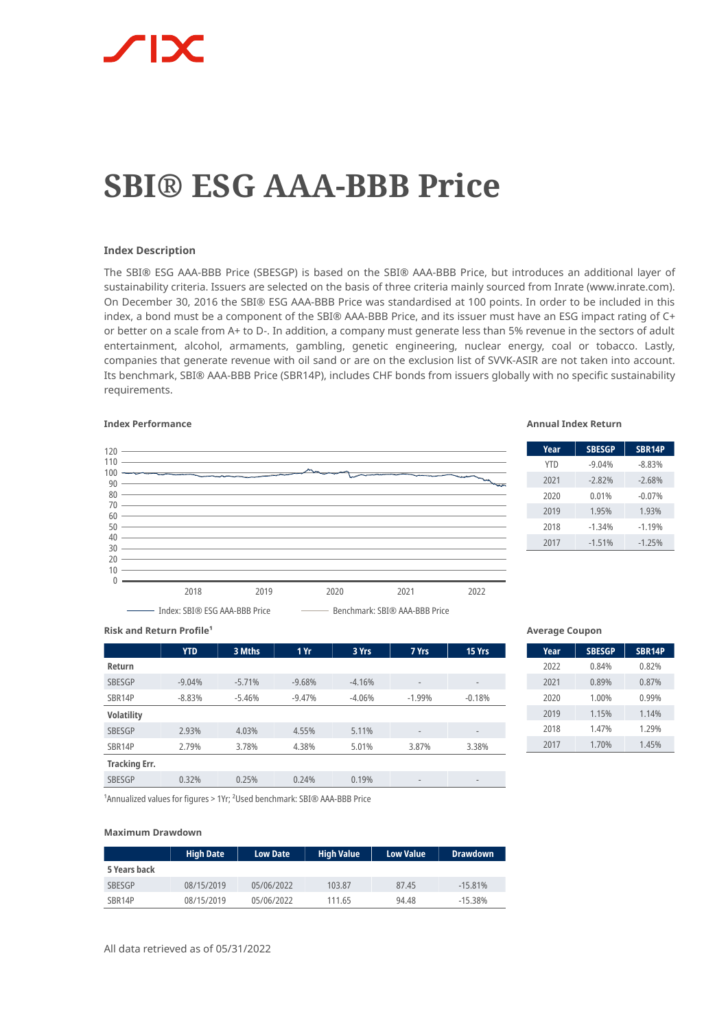# SBI® ESG AAA-BBB Price

### Index Description

The SBI® ESG AAA-BBB Price (SBESGP) is based on the SBI® AAA-BBB Price, but introduces an additional layer of sustainability criteria. Issuers are selected on the basis of three criteria mainly sourced from Inrate (www.inrate.com). On December 30, 2016 the SBI® ESG AAA-BBB Price was standardised at 100 points. In order to be included in this index, a bond must be a component of the SBI® AAA-BBB Price, and its issuer must have an ESG impact rating of C+ or better on a scale from A+ to D-. In addition, a company must generate less than 5% revenue in the sectors of adult entertainment, alcohol, armaments, gambling, genetic engineering, nuclear energy, coal or tobacco. Lastly, companies that generate revenue with oil sand or are on the exclusion list of SVVK-ASIR are not taken into account. Its benchmark, SBI® AAA-BBB Price (SBR14P), includes CHF bonds from issuers globally with no specific sustainability requirements.

### Index Performance

Index: SBI® ESG AAA-BBB Price — Benchmark: SBI® AAA-BBB Price

### Annual Index Return

| Year | SBESGP | SBR14P |
|---|---|---|
| YTD | -9.04% | -8.83% |
| 2021 | -2.82% | -2.68% |
| 2020 | 0.01% | -0.07% |
| 2019 | 1.95% | 1.93% |
| 2018 | -1.34% | -1.19% |
| 2017 | -1.51% | -1.25% |

### Risk and Return Profile[1]

| | YTD | 3 Mths | 1 Yr | 3 Yrs | 7 Yrs | 15 Yrs |
|---|---|---|---|---|---|---|
| **Return** | | | | | | |
| SBESGP | -9.04% | -5.71% | -9.68% | -4.16% | - | - |
| SBR14P | -8.83% | -5.46% | -9.47% | -4.06% | -1.99% | -0.18% |
| **Volatility** | | | | | | |
| SBESGP | 2.93% | 4.03% | 4.55% | 5.11% | - | - |
| SBR14P | 2.79% | 3.78% | 4.38% | 5.01% | 3.87% | 3.38% |
| **Tracking Err.** | | | | | | |
| SBESGP | 0.32% | 0.25% | 0.24% | 0.19% | - | - |

[1]Annualized values for figures > 1Yr; [2]Used benchmark: SBI® AAA-BBB Price

### Average Coupon

| Year | SBESGP | SBR14P |
|---|---|---|
| 2022 | 0.84% | 0.82% |
| 2021 | 0.89% | 0.87% |
| 2020 | 1.00% | 0.99% |
| 2019 | 1.15% | 1.14% |
| 2018 | 1.47% | 1.29% |
| 2017 | 1.70% | 1.45% |

### Maximum Drawdown

| | High Date | Low Date | High Value | Low Value | Drawdown |
|---|---|---|---|---|---|
| **5 Years back** | | | | | |
| SBESGP | 08/15/2019 | 05/06/2022 | 103.87 | 87.45 | -15.81% |
| SBR14P | 08/15/2019 | 05/06/2022 | 111.65 | 94.48 | -15.38% |

All data retrieved as of 05/31/2022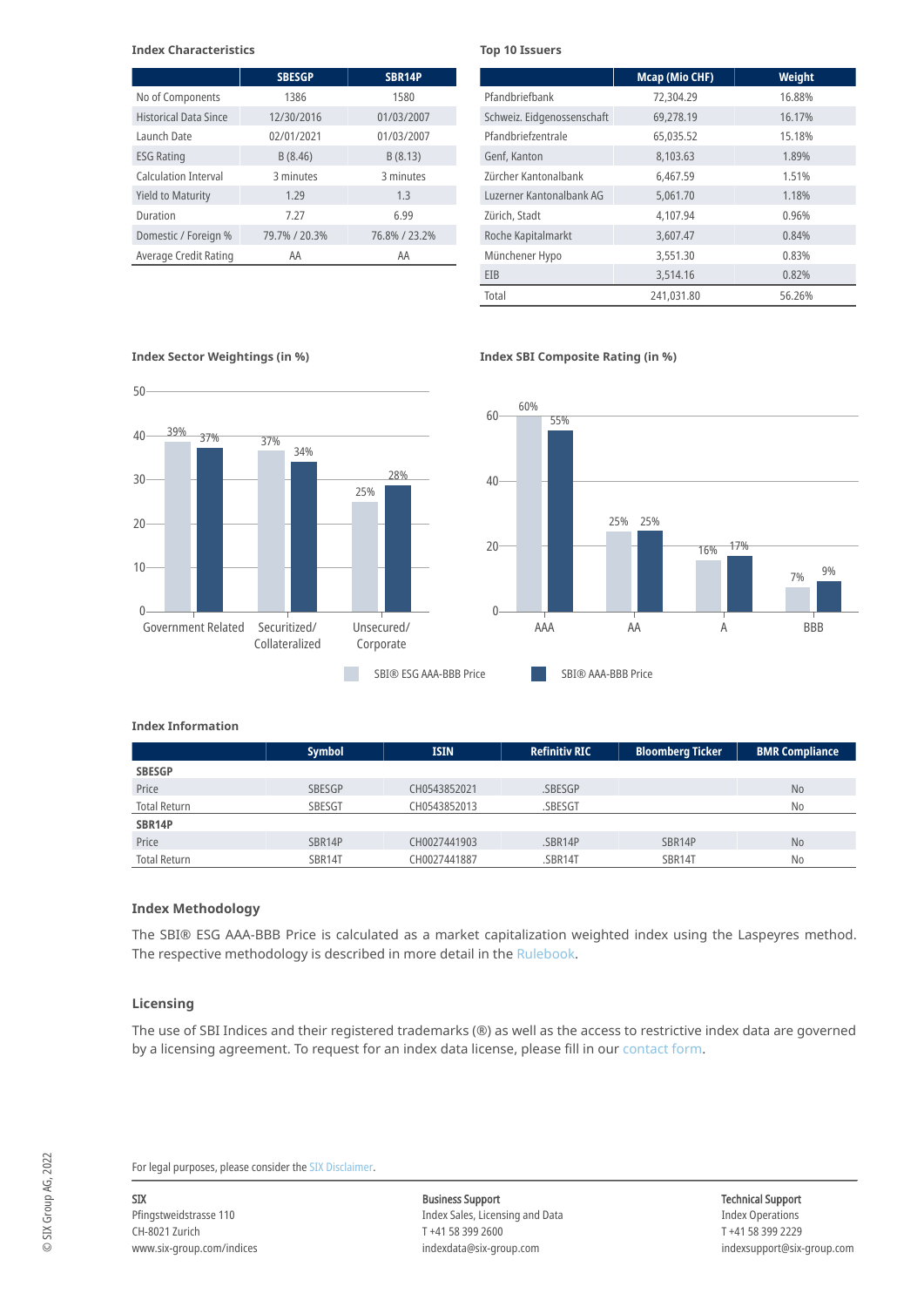### Index Characteristics

| | SBESGP | SBR14P |
|---|---|---|
| No of Components | 1386 | 1580 |
| Historical Data Since | 12/30/2016 | 01/03/2007 |
| Launch Date | 02/01/2021 | 01/03/2007 |
| ESG Rating | B (8.46) | B (8.13) |
| Calculation Interval | 3 minutes | 3 minutes |
| Yield to Maturity | 1.29 | 1.3 |
| Duration | 7.27 | 6.99 |
| Domestic / Foreign % | 79.7% / 20.3% | 76.8% / 23.2% |
| Average Credit Rating | AA | AA |

### Top 10 Issuers

| | Mcap (Mio CHF) | Weight |
|---|---|---|
| Pfandbriefbank | 72,304.29 | 16.88% |
| Schweiz. Eidgenossenschaft | 69,278.19 | 16.17% |
| Pfandbriefzentrale | 65,035.52 | 15.18% |
| Genf, Kanton | 8,103.63 | 1.89% |
| Zürcher Kantonalbank | 6,467.59 | 1.51% |
| Luzerner Kantonalbank AG | 5,061.70 | 1.18% |
| Zürich, Stadt | 4,107.94 | 0.96% |
| Roche Kapitalmarkt | 3,607.47 | 0.84% |
| Münchener Hypo | 3,551.30 | 0.83% |
| EIB | 3,514.16 | 0.82% |
| Total | 241,031.80 | 56.26% |

### Index Sector Weightings (in %)

50
40
30
20
10
0

Government Related: 39%, 37%
Securitized/ Collateralized: 37%, 34%
Unsecured/ Corporate: 25%, 28%

### Index SBI Composite Rating (in %)

60
40
20
0

AAA: 60%, 55%
AA: 25%, 25%
A: 16%, 17%
BBB: 7%, 9%

SBI® ESG AAA-BBB Price
SBI® AAA-BBB Price

### Index Information

| | Symbol | ISIN | Refinitiv RIC | Bloomberg Ticker | BMR Compliance |
|---|---|---|---|---|---|
| **SBESGP** | | | | | |
| Price | SBESGP | CH0543852021 | .SBESGP | | No |
| Total Return | SBESGT | CH0543852013 | .SBESGT | | No |
| **SBR14P** | | | | | |
| Price | SBR14P | CH0027441903 | .SBR14P | SBR14P | No |
| Total Return | SBR14T | CH0027441887 | .SBR14T | SBR14T | No |

### Index Methodology

The SBI® ESG AAA-BBB Price is calculated as a market capitalization weighted index using the Laspeyres method. The respective methodology is described in more detail in the Rulebook.

### Licensing

The use of SBI Indices and their registered trademarks (®) as well as the access to restrictive index data are governed by a licensing agreement. To request for an index data license, please fill in our contact form.

For legal purposes, please consider the SIX Disclaimer.

**SIX**
Pfingstweidstrasse 110
CH-8021 Zurich
www.six-group.com/indices

**Business Support**
Index Sales, Licensing and Data
T +41 58 399 2600
indexdata@six-group.com

**Technical Support**
Index Operations
T +41 58 399 2229
indexsupport@six-group.com

© SIX Group AG, 2022